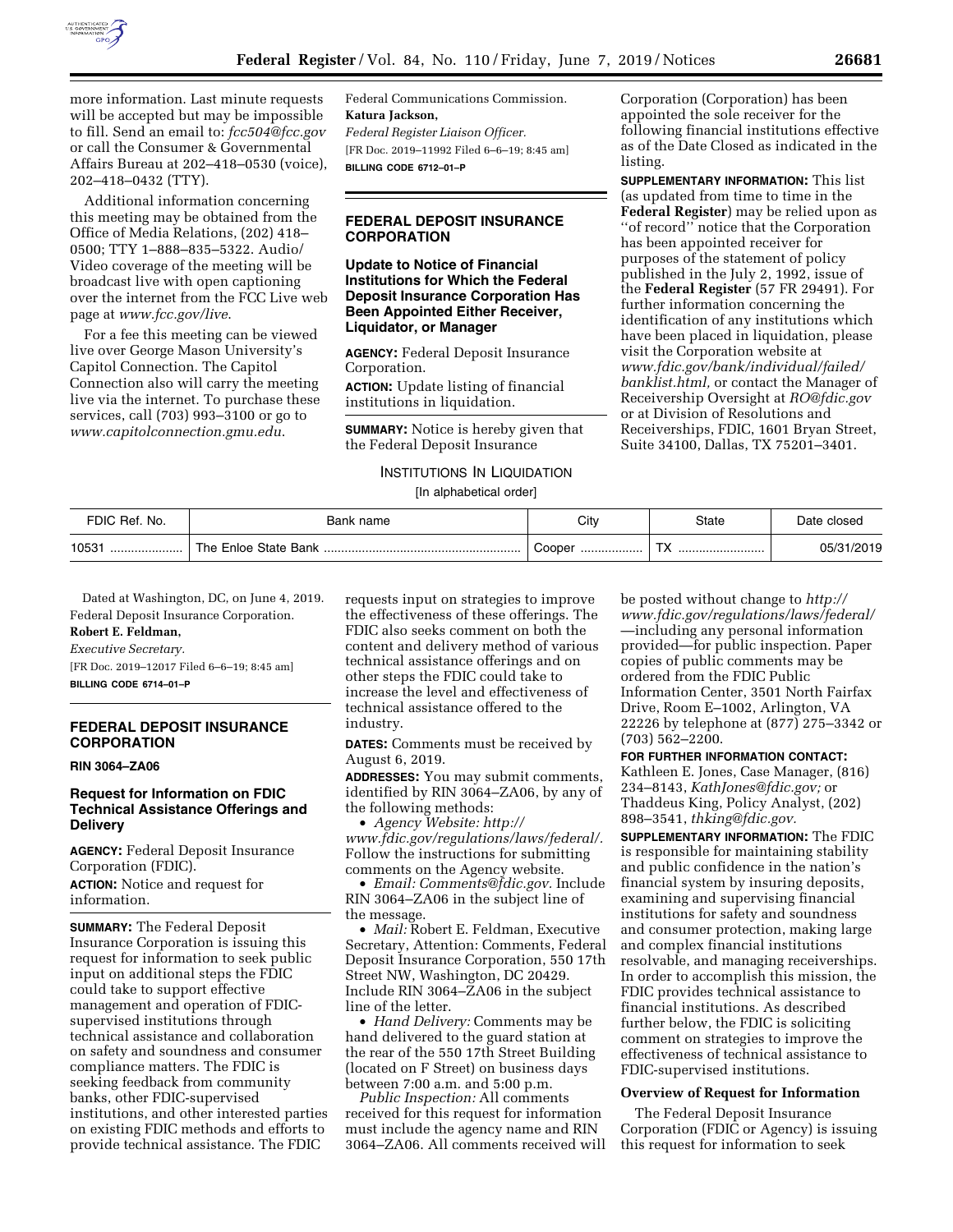more information. Last minute requests will be accepted but may be impossible to fill. Send an email to: *fcc504@fcc.gov* or call the Consumer & Governmental Affairs Bureau at 202–418–0530 (voice), 202–418–0432 (TTY).

Additional information concerning this meeting may be obtained from the Office of Media Relations, (202) 418–0500; TTY 1–888–835–5322. Audio/Video coverage of the meeting will be broadcast live with open captioning over the internet from the FCC Live web page at *www.fcc.gov/live*.

For a fee this meeting can be viewed live over George Mason University's Capitol Connection. The Capitol Connection also will carry the meeting live via the internet. To purchase these services, call (703) 993–3100 or go to *www.capitolconnection.gmu.edu*.

Federal Communications Commission.

**Katura Jackson,**

*Federal Register Liaison Officer.*

[FR Doc. 2019–11992 Filed 6–6–19; 8:45 am]

**BILLING CODE 6712–01–P**

## FEDERAL DEPOSIT INSURANCE CORPORATION

### Update to Notice of Financial Institutions for Which the Federal Deposit Insurance Corporation Has Been Appointed Either Receiver, Liquidator, or Manager

**AGENCY:** Federal Deposit Insurance Corporation.

**ACTION:** Update listing of financial institutions in liquidation.

**SUMMARY:** Notice is hereby given that the Federal Deposit Insurance Corporation (Corporation) has been appointed the sole receiver for the following financial institutions effective as of the Date Closed as indicated in the listing.

**SUPPLEMENTARY INFORMATION:** This list (as updated from time to time in the **Federal Register**) may be relied upon as ''of record'' notice that the Corporation has been appointed receiver for purposes of the statement of policy published in the July 2, 1992, issue of the **Federal Register** (57 FR 29491). For further information concerning the identification of any institutions which have been placed in liquidation, please visit the Corporation website at *www.fdic.gov/bank/individual/failed/banklist.html,* or contact the Manager of Receivership Oversight at *RO@fdic.gov* or at Division of Resolutions and Receiverships, FDIC, 1601 Bryan Street, Suite 34100, Dallas, TX 75201–3401.

INSTITUTIONS IN LIQUIDATION

[In alphabetical order]

| FDIC Ref. No. | Bank name | City | State | Date closed |
|---|---|---|---|---|
| 10531 | The Enloe State Bank | Cooper | TX | 05/31/2019 |

Dated at Washington, DC, on June 4, 2019.

Federal Deposit Insurance Corporation.

**Robert E. Feldman,**

*Executive Secretary.*

[FR Doc. 2019–12017 Filed 6–6–19; 8:45 am]

**BILLING CODE 6714–01–P**

## FEDERAL DEPOSIT INSURANCE CORPORATION

**RIN 3064–ZA06**

### Request for Information on FDIC Technical Assistance Offerings and Delivery

**AGENCY:** Federal Deposit Insurance Corporation (FDIC).

**ACTION:** Notice and request for information.

**SUMMARY:** The Federal Deposit Insurance Corporation is issuing this request for information to seek public input on additional steps the FDIC could take to support effective management and operation of FDIC-supervised institutions through technical assistance and collaboration on safety and soundness and consumer compliance matters. The FDIC is seeking feedback from community banks, other FDIC-supervised institutions, and other interested parties on existing FDIC methods and efforts to provide technical assistance. The FDIC requests input on strategies to improve the effectiveness of these offerings. The FDIC also seeks comment on both the content and delivery method of various technical assistance offerings and on other steps the FDIC could take to increase the level and effectiveness of technical assistance offered to the industry.

**DATES:** Comments must be received by August 6, 2019.

**ADDRESSES:** You may submit comments, identified by RIN 3064–ZA06, by any of the following methods:

- *Agency Website: http://www.fdic.gov/regulations/laws/federal/.* Follow the instructions for submitting comments on the Agency website.
- *Email: Comments@fdic.gov.* Include RIN 3064–ZA06 in the subject line of the message.
- *Mail:* Robert E. Feldman, Executive Secretary, Attention: Comments, Federal Deposit Insurance Corporation, 550 17th Street NW, Washington, DC 20429. Include RIN 3064–ZA06 in the subject line of the letter.
- *Hand Delivery:* Comments may be hand delivered to the guard station at the rear of the 550 17th Street Building (located on F Street) on business days between 7:00 a.m. and 5:00 p.m.

*Public Inspection:* All comments received for this request for information must include the agency name and RIN 3064–ZA06. All comments received will be posted without change to *http://www.fdic.gov/regulations/laws/federal/*—including any personal information provided—for public inspection. Paper copies of public comments may be ordered from the FDIC Public Information Center, 3501 North Fairfax Drive, Room E–1002, Arlington, VA 22226 by telephone at (877) 275–3342 or (703) 562–2200.

**FOR FURTHER INFORMATION CONTACT:** Kathleen E. Jones, Case Manager, (816) 234–8143, *KathJones@fdic.gov;* or Thaddeus King, Policy Analyst, (202) 898–3541, *thking@fdic.gov.*

**SUPPLEMENTARY INFORMATION:** The FDIC is responsible for maintaining stability and public confidence in the nation's financial system by insuring deposits, examining and supervising financial institutions for safety and soundness and consumer protection, making large and complex financial institutions resolvable, and managing receiverships. In order to accomplish this mission, the FDIC provides technical assistance to financial institutions. As described further below, the FDIC is soliciting comment on strategies to improve the effectiveness of technical assistance to FDIC-supervised institutions.

**Overview of Request for Information**

The Federal Deposit Insurance Corporation (FDIC or Agency) is issuing this request for information to seek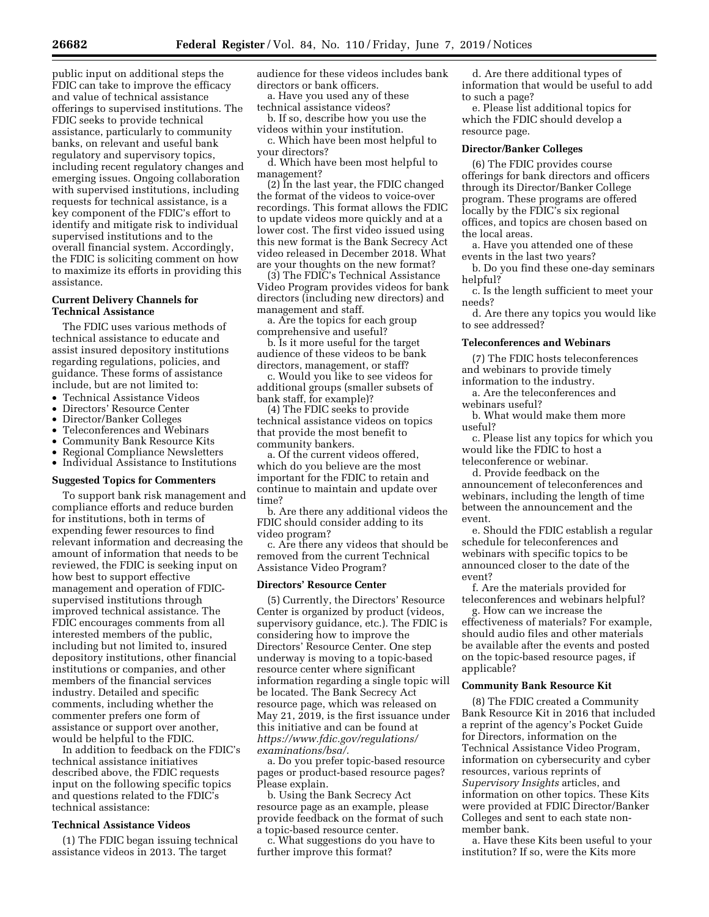public input on additional steps the FDIC can take to improve the efficacy and value of technical assistance offerings to supervised institutions. The FDIC seeks to provide technical assistance, particularly to community banks, on relevant and useful bank regulatory and supervisory topics, including recent regulatory changes and emerging issues. Ongoing collaboration with supervised institutions, including requests for technical assistance, is a key component of the FDIC's effort to identify and mitigate risk to individual supervised institutions and to the overall financial system. Accordingly, the FDIC is soliciting comment on how to maximize its efforts in providing this assistance.

**Current Delivery Channels for Technical Assistance**

The FDIC uses various methods of technical assistance to educate and assist insured depository institutions regarding regulations, policies, and guidance. These forms of assistance include, but are not limited to:

- Technical Assistance Videos
- Directors' Resource Center
- Director/Banker Colleges
- Teleconferences and Webinars
- Community Bank Resource Kits
- Regional Compliance Newsletters
- Individual Assistance to Institutions

**Suggested Topics for Commenters**

To support bank risk management and compliance efforts and reduce burden for institutions, both in terms of expending fewer resources to find relevant information and decreasing the amount of information that needs to be reviewed, the FDIC is seeking input on how best to support effective management and operation of FDIC-supervised institutions through improved technical assistance. The FDIC encourages comments from all interested members of the public, including but not limited to, insured depository institutions, other financial institutions or companies, and other members of the financial services industry. Detailed and specific comments, including whether the commenter prefers one form of assistance or support over another, would be helpful to the FDIC.

In addition to feedback on the FDIC's technical assistance initiatives described above, the FDIC requests input on the following specific topics and questions related to the FDIC's technical assistance:

**Technical Assistance Videos**

(1) The FDIC began issuing technical assistance videos in 2013. The target audience for these videos includes bank directors or bank officers.

a. Have you used any of these technical assistance videos?

b. If so, describe how you use the videos within your institution.

c. Which have been most helpful to your directors?

d. Which have been most helpful to management?

(2) In the last year, the FDIC changed the format of the videos to voice-over recordings. This format allows the FDIC to update videos more quickly and at a lower cost. The first video issued using this new format is the Bank Secrecy Act video released in December 2018. What are your thoughts on the new format?

(3) The FDIC's Technical Assistance Video Program provides videos for bank directors (including new directors) and management and staff.

a. Are the topics for each group comprehensive and useful?

b. Is it more useful for the target audience of these videos to be bank directors, management, or staff?

c. Would you like to see videos for additional groups (smaller subsets of bank staff, for example)?

(4) The FDIC seeks to provide technical assistance videos on topics that provide the most benefit to community bankers.

a. Of the current videos offered, which do you believe are the most important for the FDIC to retain and continue to maintain and update over time?

b. Are there any additional videos the FDIC should consider adding to its video program?

c. Are there any videos that should be removed from the current Technical Assistance Video Program?

**Directors' Resource Center**

(5) Currently, the Directors' Resource Center is organized by product (videos, supervisory guidance, etc.). The FDIC is considering how to improve the Directors' Resource Center. One step underway is moving to a topic-based resource center where significant information regarding a single topic will be located. The Bank Secrecy Act resource page, which was released on May 21, 2019, is the first issuance under this initiative and can be found at *https://www.fdic.gov/regulations/examinations/bsa/*.

a. Do you prefer topic-based resource pages or product-based resource pages? Please explain.

b. Using the Bank Secrecy Act resource page as an example, please provide feedback on the format of such a topic-based resource center.

c. What suggestions do you have to further improve this format?

d. Are there additional types of information that would be useful to add to such a page?

e. Please list additional topics for which the FDIC should develop a resource page.

**Director/Banker Colleges**

(6) The FDIC provides course offerings for bank directors and officers through its Director/Banker College program. These programs are offered locally by the FDIC's six regional offices, and topics are chosen based on the local areas.

a. Have you attended one of these events in the last two years?

b. Do you find these one-day seminars helpful?

c. Is the length sufficient to meet your needs?

d. Are there any topics you would like to see addressed?

**Teleconferences and Webinars**

(7) The FDIC hosts teleconferences and webinars to provide timely information to the industry.

a. Are the teleconferences and webinars useful?

b. What would make them more useful?

c. Please list any topics for which you would like the FDIC to host a teleconference or webinar.

d. Provide feedback on the announcement of teleconferences and webinars, including the length of time between the announcement and the event.

e. Should the FDIC establish a regular schedule for teleconferences and webinars with specific topics to be announced closer to the date of the event?

f. Are the materials provided for teleconferences and webinars helpful?

g. How can we increase the effectiveness of materials? For example, should audio files and other materials be available after the events and posted on the topic-based resource pages, if applicable?

**Community Bank Resource Kit**

(8) The FDIC created a Community Bank Resource Kit in 2016 that included a reprint of the agency's Pocket Guide for Directors, information on the Technical Assistance Video Program, information on cybersecurity and cyber resources, various reprints of *Supervisory Insights* articles, and information on other topics. These Kits were provided at FDIC Director/Banker Colleges and sent to each state non-member bank.

a. Have these Kits been useful to your institution? If so, were the Kits more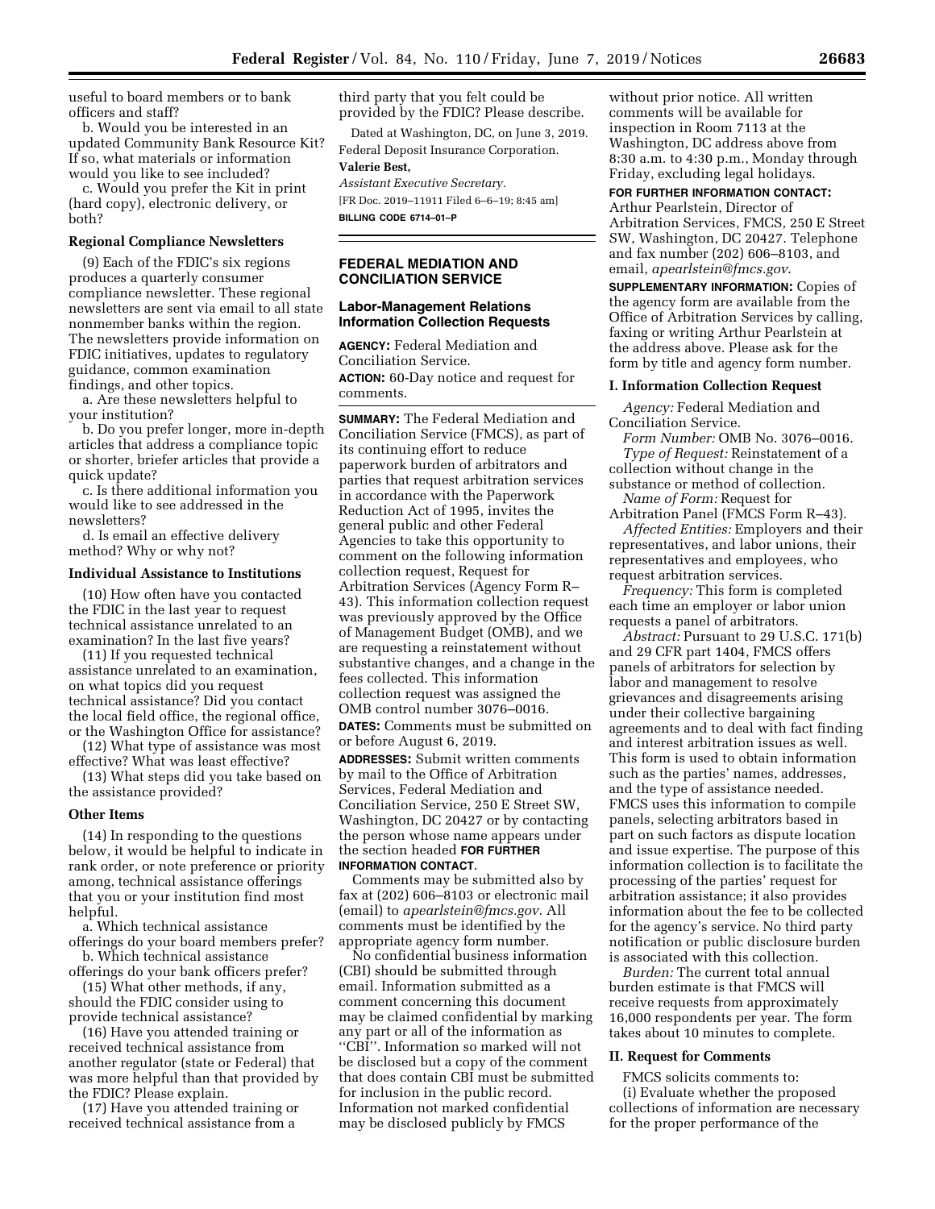useful to board members or to bank officers and staff?

b. Would you be interested in an updated Community Bank Resource Kit? If so, what materials or information would you like to see included?

c. Would you prefer the Kit in print (hard copy), electronic delivery, or both?

### Regional Compliance Newsletters

(9) Each of the FDIC's six regions produces a quarterly consumer compliance newsletter. These regional newsletters are sent via email to all state nonmember banks within the region. The newsletters provide information on FDIC initiatives, updates to regulatory guidance, common examination findings, and other topics.

a. Are these newsletters helpful to your institution?

b. Do you prefer longer, more in-depth articles that address a compliance topic or shorter, briefer articles that provide a quick update?

c. Is there additional information you would like to see addressed in the newsletters?

d. Is email an effective delivery method? Why or why not?

### Individual Assistance to Institutions

(10) How often have you contacted the FDIC in the last year to request technical assistance unrelated to an examination? In the last five years?

(11) If you requested technical assistance unrelated to an examination, on what topics did you request technical assistance? Did you contact the local field office, the regional office, or the Washington Office for assistance?

(12) What type of assistance was most effective? What was least effective?

(13) What steps did you take based on the assistance provided?

### Other Items

(14) In responding to the questions below, it would be helpful to indicate in rank order, or note preference or priority among, technical assistance offerings that you or your institution find most helpful.

a. Which technical assistance offerings do your board members prefer?

b. Which technical assistance offerings do your bank officers prefer?

(15) What other methods, if any, should the FDIC consider using to provide technical assistance?

(16) Have you attended training or received technical assistance from another regulator (state or Federal) that was more helpful than that provided by the FDIC? Please explain.

(17) Have you attended training or received technical assistance from a third party that you felt could be provided by the FDIC? Please describe.

Dated at Washington, DC, on June 3, 2019.

Federal Deposit Insurance Corporation.

**Valerie Best,**

*Assistant Executive Secretary.*

[FR Doc. 2019–11911 Filed 6–6–19; 8:45 am]

**BILLING CODE 6714–01–P**

## FEDERAL MEDIATION AND CONCILIATION SERVICE

### Labor-Management Relations Information Collection Requests

**AGENCY:** Federal Mediation and Conciliation Service.

**ACTION:** 60-Day notice and request for comments.

**SUMMARY:** The Federal Mediation and Conciliation Service (FMCS), as part of its continuing effort to reduce paperwork burden of arbitrators and parties that request arbitration services in accordance with the Paperwork Reduction Act of 1995, invites the general public and other Federal Agencies to take this opportunity to comment on the following information collection request, Request for Arbitration Services (Agency Form R–43). This information collection request was previously approved by the Office of Management Budget (OMB), and we are requesting a reinstatement without substantive changes, and a change in the fees collected. This information collection request was assigned the OMB control number 3076–0016.

**DATES:** Comments must be submitted on or before August 6, 2019.

**ADDRESSES:** Submit written comments by mail to the Office of Arbitration Services, Federal Mediation and Conciliation Service, 250 E Street SW, Washington, DC 20427 or by contacting the person whose name appears under the section headed **FOR FURTHER INFORMATION CONTACT**.

Comments may be submitted also by fax at (202) 606–8103 or electronic mail (email) to *apearlstein@fmcs.gov*. All comments must be identified by the appropriate agency form number.

No confidential business information (CBI) should be submitted through email. Information submitted as a comment concerning this document may be claimed confidential by marking any part or all of the information as ''CBI''. Information so marked will not be disclosed but a copy of the comment that does contain CBI must be submitted for inclusion in the public record. Information not marked confidential may be disclosed publicly by FMCS without prior notice. All written comments will be available for inspection in Room 7113 at the Washington, DC address above from 8:30 a.m. to 4:30 p.m., Monday through Friday, excluding legal holidays.

**FOR FURTHER INFORMATION CONTACT:** Arthur Pearlstein, Director of Arbitration Services, FMCS, 250 E Street SW, Washington, DC 20427. Telephone and fax number (202) 606–8103, and email, *apearlstein@fmcs.gov*.

**SUPPLEMENTARY INFORMATION:** Copies of the agency form are available from the Office of Arbitration Services by calling, faxing or writing Arthur Pearlstein at the address above. Please ask for the form by title and agency form number.

### I. Information Collection Request

*Agency:* Federal Mediation and Conciliation Service.

*Form Number:* OMB No. 3076–0016.

*Type of Request:* Reinstatement of a collection without change in the substance or method of collection.

*Name of Form:* Request for Arbitration Panel (FMCS Form R–43).

*Affected Entities:* Employers and their representatives, and labor unions, their representatives and employees, who request arbitration services.

*Frequency:* This form is completed each time an employer or labor union requests a panel of arbitrators.

*Abstract:* Pursuant to 29 U.S.C. 171(b) and 29 CFR part 1404, FMCS offers panels of arbitrators for selection by labor and management to resolve grievances and disagreements arising under their collective bargaining agreements and to deal with fact finding and interest arbitration issues as well. This form is used to obtain information such as the parties' names, addresses, and the type of assistance needed. FMCS uses this information to compile panels, selecting arbitrators based in part on such factors as dispute location and issue expertise. The purpose of this information collection is to facilitate the processing of the parties' request for arbitration assistance; it also provides information about the fee to be collected for the agency's service. No third party notification or public disclosure burden is associated with this collection.

*Burden:* The current total annual burden estimate is that FMCS will receive requests from approximately 16,000 respondents per year. The form takes about 10 minutes to complete.

### II. Request for Comments

FMCS solicits comments to:

(i) Evaluate whether the proposed collections of information are necessary for the proper performance of the